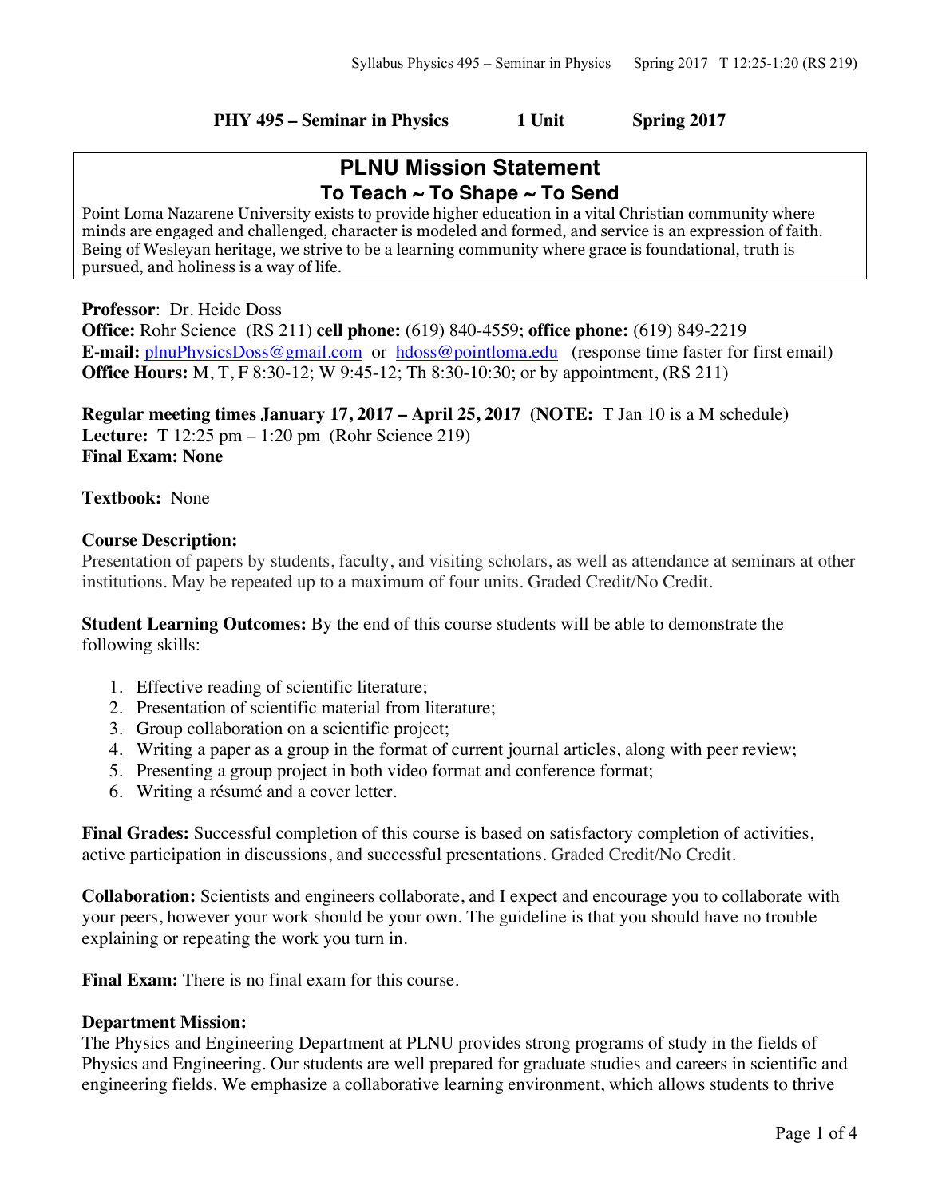**PHY 495 – Seminar in Physics 1 Unit Spring 2017**

## PLNU Mission Statement

### To Teach ~ To Shape ~ To Send

Point Loma Nazarene University exists to provide higher education in a vital Christian community where minds are engaged and challenged, character is modeled and formed, and service is an expression of faith. Being of Wesleyan heritage, we strive to be a learning community where grace is foundational, truth is pursued, and holiness is a way of life.

**Professor**: Dr. Heide Doss
**Office:** Rohr Science (RS 211) **cell phone:** (619) 840-4559; **office phone:** (619) 849-2219
**E-mail:** plnuPhysicsDoss@gmail.com or hdoss@pointloma.edu (response time faster for first email)
**Office Hours:** M, T, F 8:30-12; W 9:45-12; Th 8:30-10:30; or by appointment, (RS 211)

**Regular meeting times January 17, 2017 – April 25, 2017 (NOTE: T Jan 10 is a M schedule)**
**Lecture:** T 12:25 pm – 1:20 pm (Rohr Science 219)
**Final Exam: None**

**Textbook:** None

**Course Description:**
Presentation of papers by students, faculty, and visiting scholars, as well as attendance at seminars at other institutions. May be repeated up to a maximum of four units. Graded Credit/No Credit.

**Student Learning Outcomes:** By the end of this course students will be able to demonstrate the following skills:

1. Effective reading of scientific literature;
2. Presentation of scientific material from literature;
3. Group collaboration on a scientific project;
4. Writing a paper as a group in the format of current journal articles, along with peer review;
5. Presenting a group project in both video format and conference format;
6. Writing a résumé and a cover letter.

**Final Grades:** Successful completion of this course is based on satisfactory completion of activities, active participation in discussions, and successful presentations. Graded Credit/No Credit.

**Collaboration:** Scientists and engineers collaborate, and I expect and encourage you to collaborate with your peers, however your work should be your own. The guideline is that you should have no trouble explaining or repeating the work you turn in.

**Final Exam:** There is no final exam for this course.

**Department Mission:**
The Physics and Engineering Department at PLNU provides strong programs of study in the fields of Physics and Engineering. Our students are well prepared for graduate studies and careers in scientific and engineering fields. We emphasize a collaborative learning environment, which allows students to thrive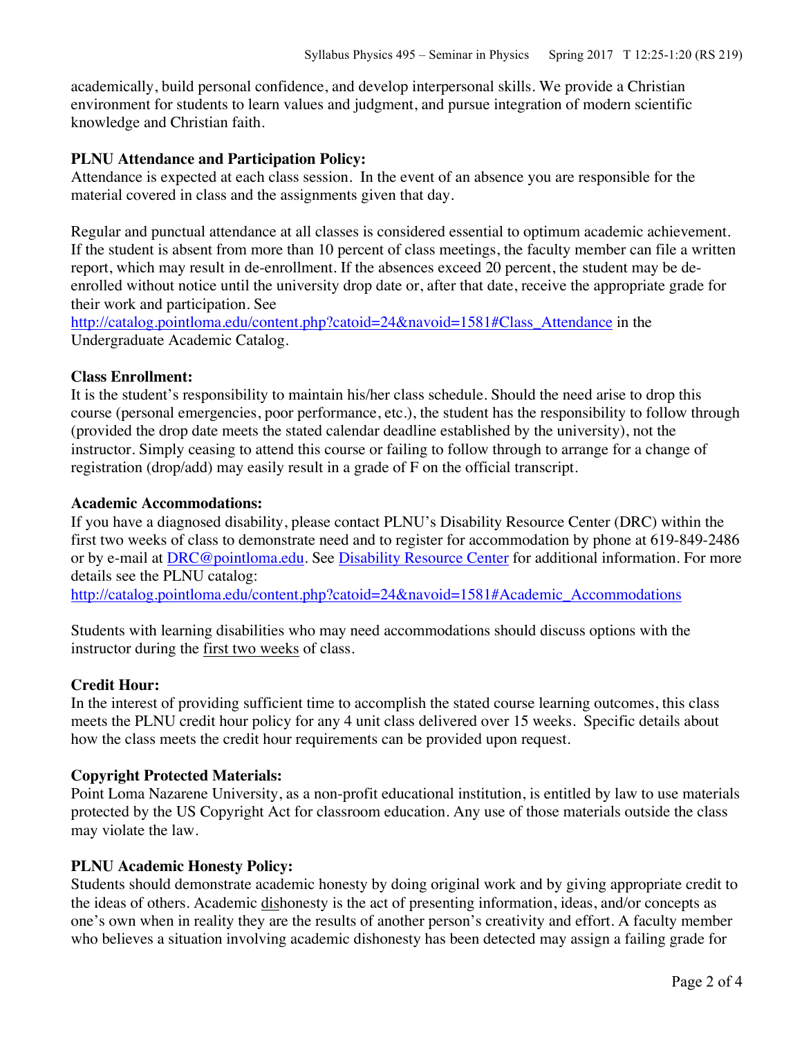academically, build personal confidence, and develop interpersonal skills. We provide a Christian environment for students to learn values and judgment, and pursue integration of modern scientific knowledge and Christian faith.

**PLNU Attendance and Participation Policy:**
Attendance is expected at each class session. In the event of an absence you are responsible for the material covered in class and the assignments given that day.

Regular and punctual attendance at all classes is considered essential to optimum academic achievement. If the student is absent from more than 10 percent of class meetings, the faculty member can file a written report, which may result in de-enrollment. If the absences exceed 20 percent, the student may be de-enrolled without notice until the university drop date or, after that date, receive the appropriate grade for their work and participation. See http://catalog.pointloma.edu/content.php?catoid=24&navoid=1581#Class_Attendance in the Undergraduate Academic Catalog.

**Class Enrollment:**
It is the student's responsibility to maintain his/her class schedule. Should the need arise to drop this course (personal emergencies, poor performance, etc.), the student has the responsibility to follow through (provided the drop date meets the stated calendar deadline established by the university), not the instructor. Simply ceasing to attend this course or failing to follow through to arrange for a change of registration (drop/add) may easily result in a grade of F on the official transcript.

**Academic Accommodations:**
If you have a diagnosed disability, please contact PLNU's Disability Resource Center (DRC) within the first two weeks of class to demonstrate need and to register for accommodation by phone at 619-849-2486 or by e-mail at DRC@pointloma.edu. See Disability Resource Center for additional information. For more details see the PLNU catalog:
http://catalog.pointloma.edu/content.php?catoid=24&navoid=1581#Academic_Accommodations

Students with learning disabilities who may need accommodations should discuss options with the instructor during the first two weeks of class.

**Credit Hour:**
In the interest of providing sufficient time to accomplish the stated course learning outcomes, this class meets the PLNU credit hour policy for any 4 unit class delivered over 15 weeks. Specific details about how the class meets the credit hour requirements can be provided upon request.

**Copyright Protected Materials:**
Point Loma Nazarene University, as a non-profit educational institution, is entitled by law to use materials protected by the US Copyright Act for classroom education. Any use of those materials outside the class may violate the law.

**PLNU Academic Honesty Policy:**
Students should demonstrate academic honesty by doing original work and by giving appropriate credit to the ideas of others. Academic dishonesty is the act of presenting information, ideas, and/or concepts as one's own when in reality they are the results of another person's creativity and effort. A faculty member who believes a situation involving academic dishonesty has been detected may assign a failing grade for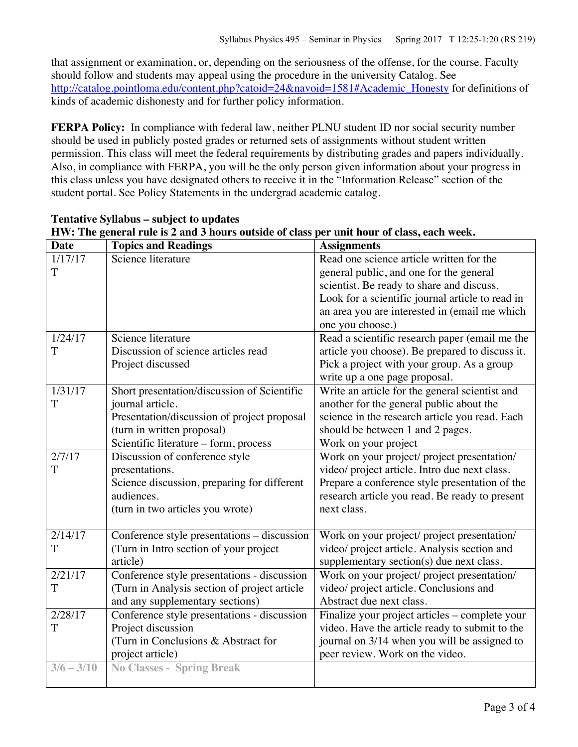that assignment or examination, or, depending on the seriousness of the offense, for the course. Faculty should follow and students may appeal using the procedure in the university Catalog. See http://catalog.pointloma.edu/content.php?catoid=24&navoid=1581#Academic_Honesty for definitions of kinds of academic dishonesty and for further policy information.

**FERPA Policy:** In compliance with federal law, neither PLNU student ID nor social security number should be used in publicly posted grades or returned sets of assignments without student written permission. This class will meet the federal requirements by distributing grades and papers individually. Also, in compliance with FERPA, you will be the only person given information about your progress in this class unless you have designated others to receive it in the "Information Release" section of the student portal. See Policy Statements in the undergrad academic catalog.

**Tentative Syllabus – subject to updates**
**HW: The general rule is 2 and 3 hours outside of class per unit hour of class, each week.**

| Date | Topics and Readings | Assignments |
|---|---|---|
| 1/17/17 T | Science literature | Read one science article written for the general public, and one for the general scientist. Be ready to share and discuss. Look for a scientific journal article to read in an area you are interested in (email me which one you choose.) |
| 1/24/17 T | Science literature<br>Discussion of science articles read<br>Project discussed | Read a scientific research paper (email me the article you choose). Be prepared to discuss it. Pick a project with your group. As a group write up a one page proposal. |
| 1/31/17 T | Short presentation/discussion of Scientific journal article.<br>Presentation/discussion of project proposal (turn in written proposal)<br>Scientific literature – form, process | Write an article for the general scientist and another for the general public about the science in the research article you read. Each should be between 1 and 2 pages.<br>Work on your project |
| 2/7/17 T | Discussion of conference style presentations.<br>Science discussion, preparing for different audiences.<br>(turn in two articles you wrote) | Work on your project/ project presentation/ video/ project article. Intro due next class. Prepare a conference style presentation of the research article you read. Be ready to present next class. |
| 2/14/17 T | Conference style presentations – discussion (Turn in Intro section of your project article) | Work on your project/ project presentation/ video/ project article. Analysis section and supplementary section(s) due next class. |
| 2/21/17 T | Conference style presentations - discussion (Turn in Analysis section of project article and any supplementary sections) | Work on your project/ project presentation/ video/ project article. Conclusions and Abstract due next class. |
| 2/28/17 T | Conference style presentations - discussion<br>Project discussion<br>(Turn in Conclusions & Abstract for project article) | Finalize your project articles – complete your video. Have the article ready to submit to the journal on 3/14 when you will be assigned to peer review. Work on the video. |
| 3/6 – 3/10 | No Classes - Spring Break | |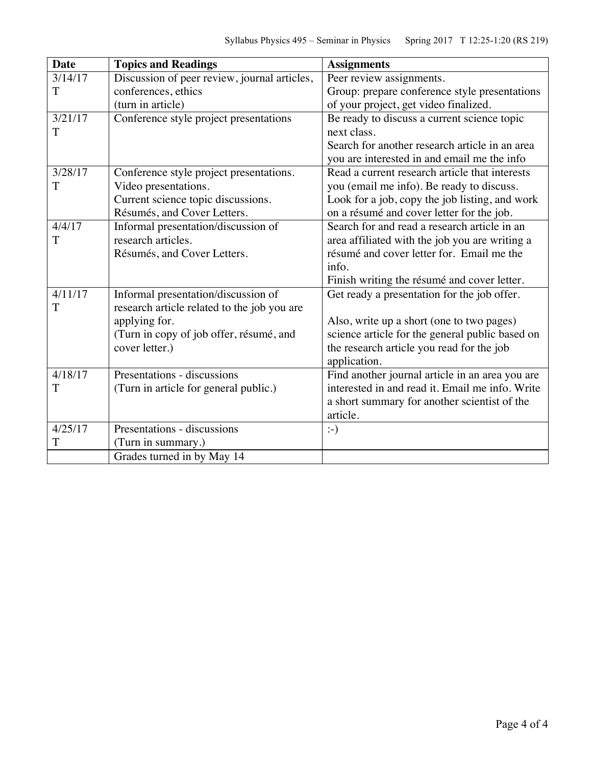| Date | Topics and Readings | Assignments |
|---|---|---|
| 3/14/17 T | Discussion of peer review, journal articles, conferences, ethics (turn in article) | Peer review assignments. Group: prepare conference style presentations of your project, get video finalized. |
| 3/21/17 T | Conference style project presentations | Be ready to discuss a current science topic next class. Search for another research article in an area you are interested in and email me the info |
| 3/28/17 T | Conference style project presentations. Video presentations. Current science topic discussions. Résumés, and Cover Letters. | Read a current research article that interests you (email me info). Be ready to discuss. Look for a job, copy the job listing, and work on a résumé and cover letter for the job. |
| 4/4/17 T | Informal presentation/discussion of research articles. Résumés, and Cover Letters. | Search for and read a research article in an area affiliated with the job you are writing a résumé and cover letter for. Email me the info. Finish writing the résumé and cover letter. |
| 4/11/17 T | Informal presentation/discussion of research article related to the job you are applying for. (Turn in copy of job offer, résumé, and cover letter.) | Get ready a presentation for the job offer. Also, write up a short (one to two pages) science article for the general public based on the research article you read for the job application. |
| 4/18/17 T | Presentations - discussions (Turn in article for general public.) | Find another journal article in an area you are interested in and read it. Email me info. Write a short summary for another scientist of the article. |
| 4/25/17 T | Presentations - discussions (Turn in summary.) | :-) |
| | Grades turned in by May 14 | |